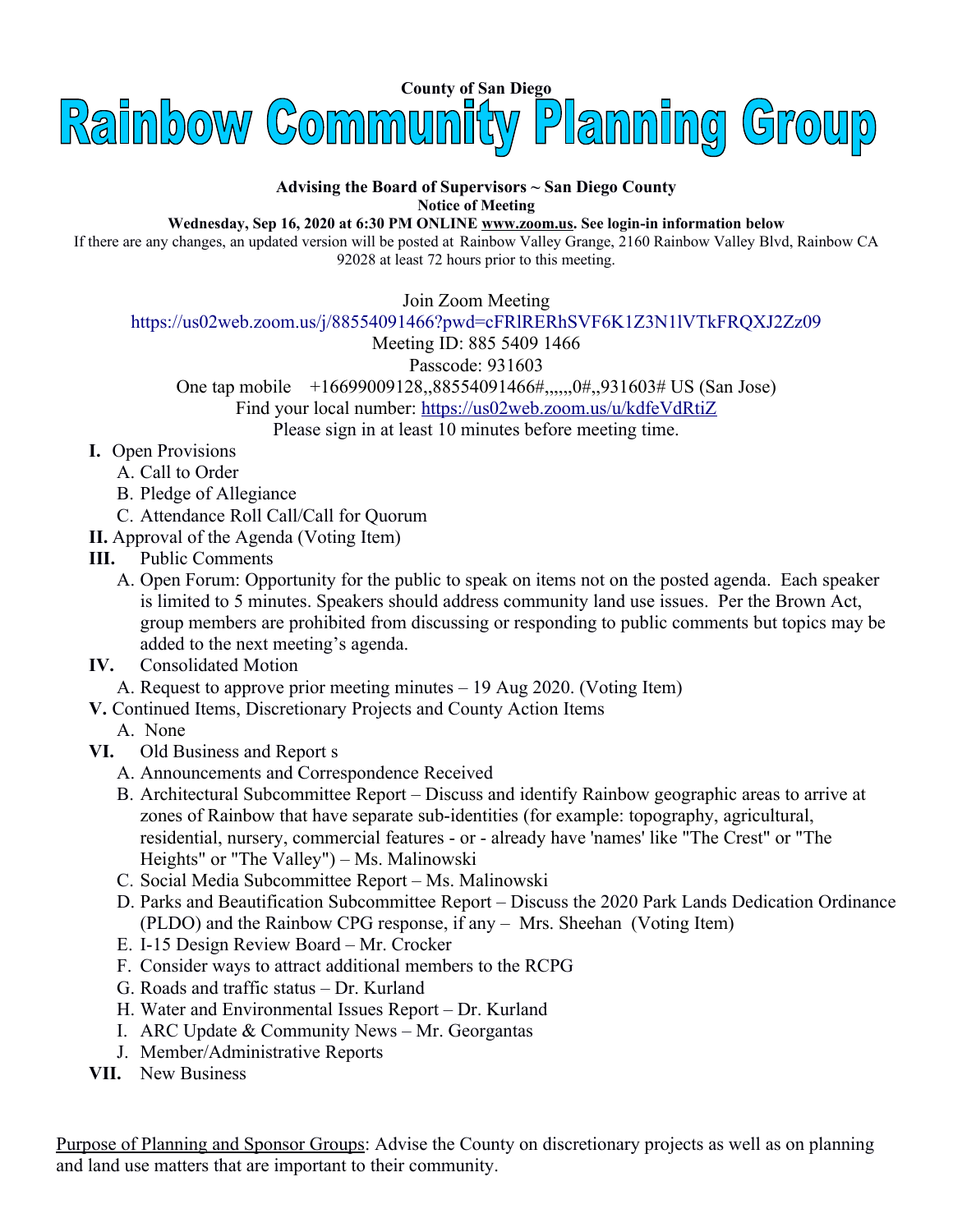**County of San Diego**

# Rainbow Community Planning Group

**Advising the Board of Supervisors ~ San Diego County**

**Notice of Meeting**

**Wednesday, Sep 16, 2020 at 6:30 PM ONLINE www.zoom.us. See login-in information below**

If there are any changes, an updated version will be posted at Rainbow Valley Grange, 2160 Rainbow Valley Blvd, Rainbow CA 92028 at least 72 hours prior to this meeting.

Join Zoom Meeting

https://us02web.zoom.us/j/88554091466?pwd=cFRlRERhSVF6K1Z3N1lVTkFRQXJ2Zz09

Meeting ID: 885 5409 1466

Passcode: 931603

One tap mobile +16699009128,,88554091466#,,,,,,0#,,931603# US (San Jose)

Find your local number: https://us02web.zoom.us/u/kdfeVdRtiZ

Please sign in at least 10 minutes before meeting time.

**I.** Open Provisions
  A. Call to Order
  B. Pledge of Allegiance
  C. Attendance Roll Call/Call for Quorum

**II.** Approval of the Agenda (Voting Item)

**III.** Public Comments
  A. Open Forum: Opportunity for the public to speak on items not on the posted agenda. Each speaker is limited to 5 minutes. Speakers should address community land use issues. Per the Brown Act, group members are prohibited from discussing or responding to public comments but topics may be added to the next meeting's agenda.

**IV.** Consolidated Motion
  A. Request to approve prior meeting minutes – 19 Aug 2020. (Voting Item)

**V.** Continued Items, Discretionary Projects and County Action Items
  A. None

**VI.** Old Business and Report s
  A. Announcements and Correspondence Received
  B. Architectural Subcommittee Report – Discuss and identify Rainbow geographic areas to arrive at zones of Rainbow that have separate sub-identities (for example: topography, agricultural, residential, nursery, commercial features - or - already have 'names' like "The Crest" or "The Heights" or "The Valley") – Ms. Malinowski
  C. Social Media Subcommittee Report – Ms. Malinowski
  D. Parks and Beautification Subcommittee Report – Discuss the 2020 Park Lands Dedication Ordinance (PLDO) and the Rainbow CPG response, if any – Mrs. Sheehan (Voting Item)
  E. I-15 Design Review Board – Mr. Crocker
  F. Consider ways to attract additional members to the RCPG
  G. Roads and traffic status – Dr. Kurland
  H. Water and Environmental Issues Report – Dr. Kurland
  I. ARC Update & Community News – Mr. Georgantas
  J. Member/Administrative Reports

**VII.** New Business

Purpose of Planning and Sponsor Groups: Advise the County on discretionary projects as well as on planning and land use matters that are important to their community.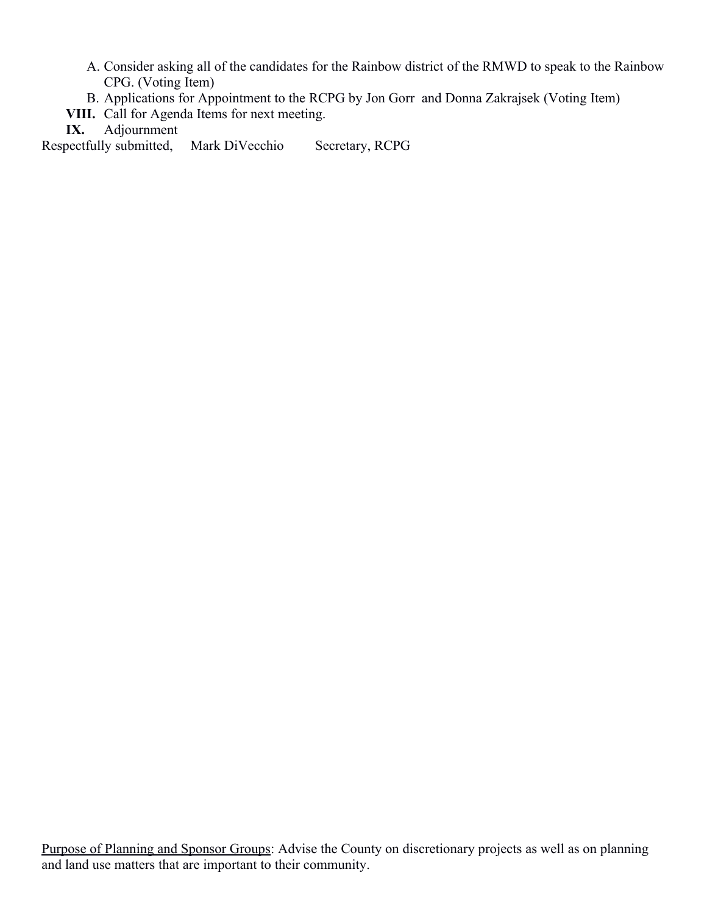A. Consider asking all of the candidates for the Rainbow district of the RMWD to speak to the Rainbow CPG. (Voting Item)

B. Applications for Appointment to the RCPG by Jon Gorr and Donna Zakrajsek (Voting Item)

**VIII.** Call for Agenda Items for next meeting.

**IX.** Adjournment

Respectfully submitted, Mark DiVecchio Secretary, RCPG

<u>Purpose of Planning and Sponsor Groups</u>: Advise the County on discretionary projects as well as on planning and land use matters that are important to their community.